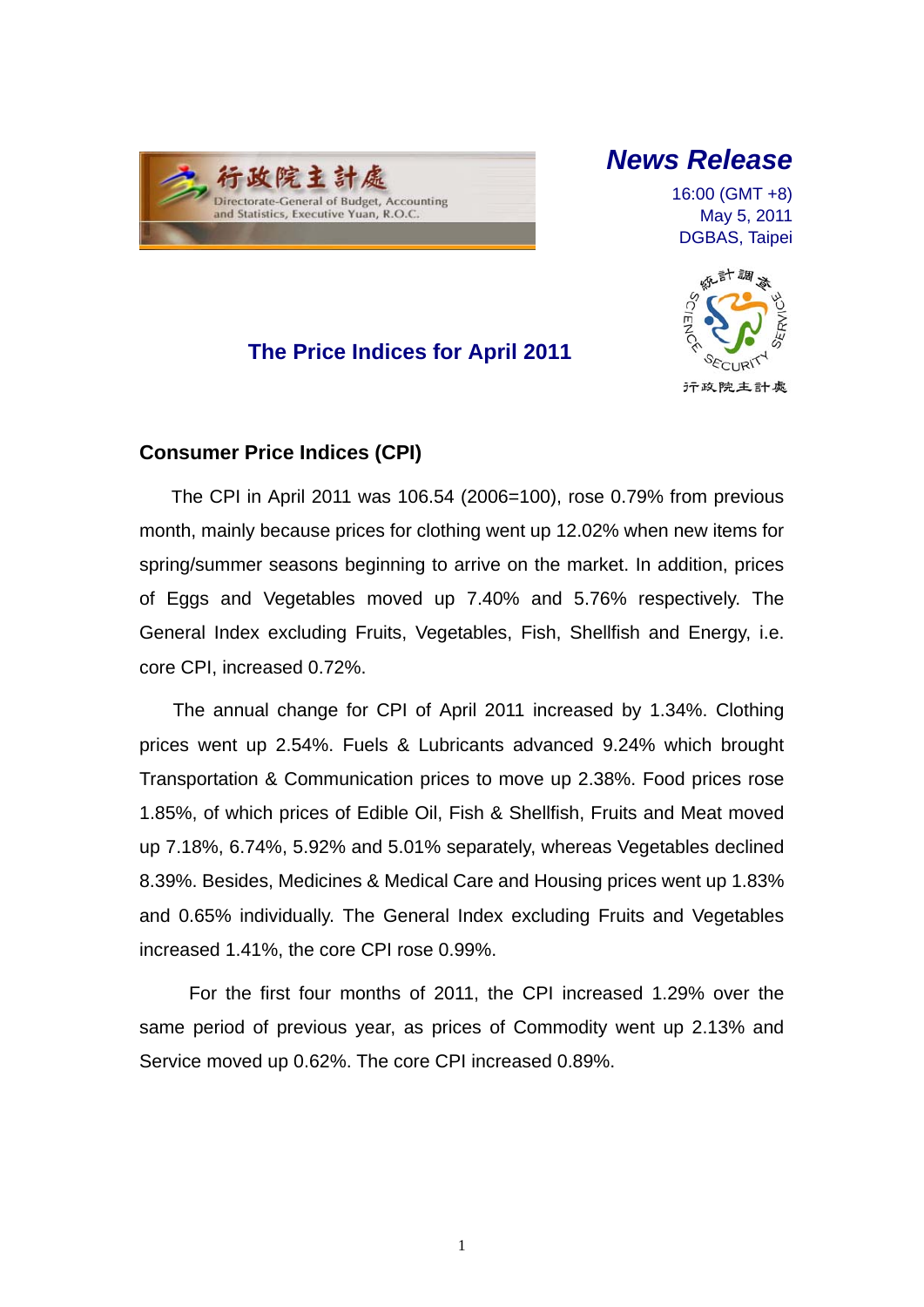行政院主計處
Directorate-General of Budget, Accounting and Statistics, Executive Yuan, R.O.C.

***News Release***

16:00 (GMT +8)
May 5, 2011
DGBAS, Taipei

## The Price Indices for April 2011

### Consumer Price Indices (CPI)

The CPI in April 2011 was 106.54 (2006=100), rose 0.79% from previous month, mainly because prices for clothing went up 12.02% when new items for spring/summer seasons beginning to arrive on the market. In addition, prices of Eggs and Vegetables moved up 7.40% and 5.76% respectively. The General Index excluding Fruits, Vegetables, Fish, Shellfish and Energy, i.e. core CPI, increased 0.72%.

The annual change for CPI of April 2011 increased by 1.34%. Clothing prices went up 2.54%. Fuels & Lubricants advanced 9.24% which brought Transportation & Communication prices to move up 2.38%. Food prices rose 1.85%, of which prices of Edible Oil, Fish & Shellfish, Fruits and Meat moved up 7.18%, 6.74%, 5.92% and 5.01% separately, whereas Vegetables declined 8.39%. Besides, Medicines & Medical Care and Housing prices went up 1.83% and 0.65% individually. The General Index excluding Fruits and Vegetables increased 1.41%, the core CPI rose 0.99%.

For the first four months of 2011, the CPI increased 1.29% over the same period of previous year, as prices of Commodity went up 2.13% and Service moved up 0.62%. The core CPI increased 0.89%.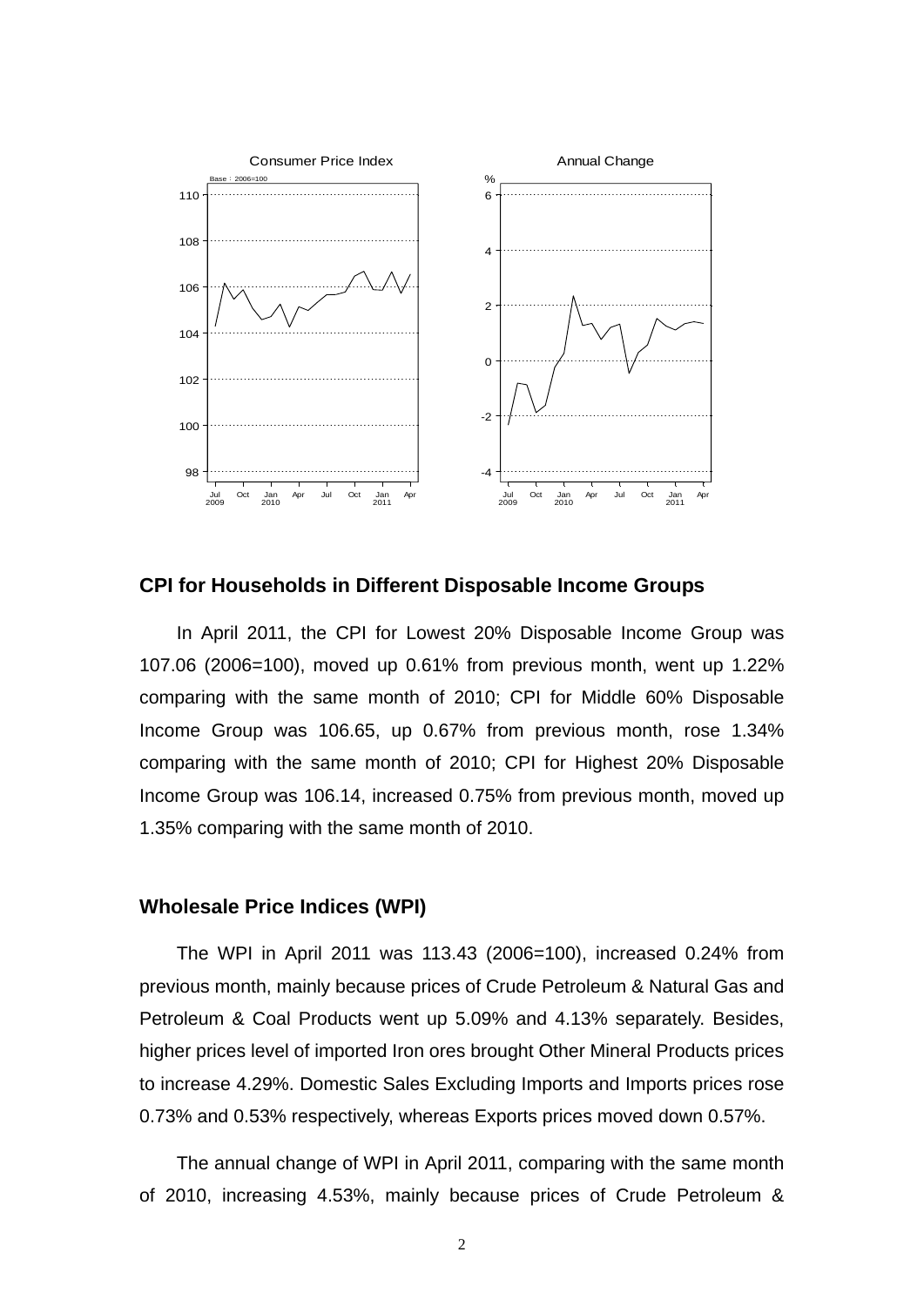Consumer Price Index

Base：2006=100

Annual Change

%

## CPI for Households in Different Disposable Income Groups

In April 2011, the CPI for Lowest 20% Disposable Income Group was 107.06 (2006=100), moved up 0.61% from previous month, went up 1.22% comparing with the same month of 2010; CPI for Middle 60% Disposable Income Group was 106.65, up 0.67% from previous month, rose 1.34% comparing with the same month of 2010; CPI for Highest 20% Disposable Income Group was 106.14, increased 0.75% from previous month, moved up 1.35% comparing with the same month of 2010.

## Wholesale Price Indices (WPI)

The WPI in April 2011 was 113.43 (2006=100), increased 0.24% from previous month, mainly because prices of Crude Petroleum & Natural Gas and Petroleum & Coal Products went up 5.09% and 4.13% separately. Besides, higher prices level of imported Iron ores brought Other Mineral Products prices to increase 4.29%. Domestic Sales Excluding Imports and Imports prices rose 0.73% and 0.53% respectively, whereas Exports prices moved down 0.57%.

The annual change of WPI in April 2011, comparing with the same month of 2010, increasing 4.53%, mainly because prices of Crude Petroleum &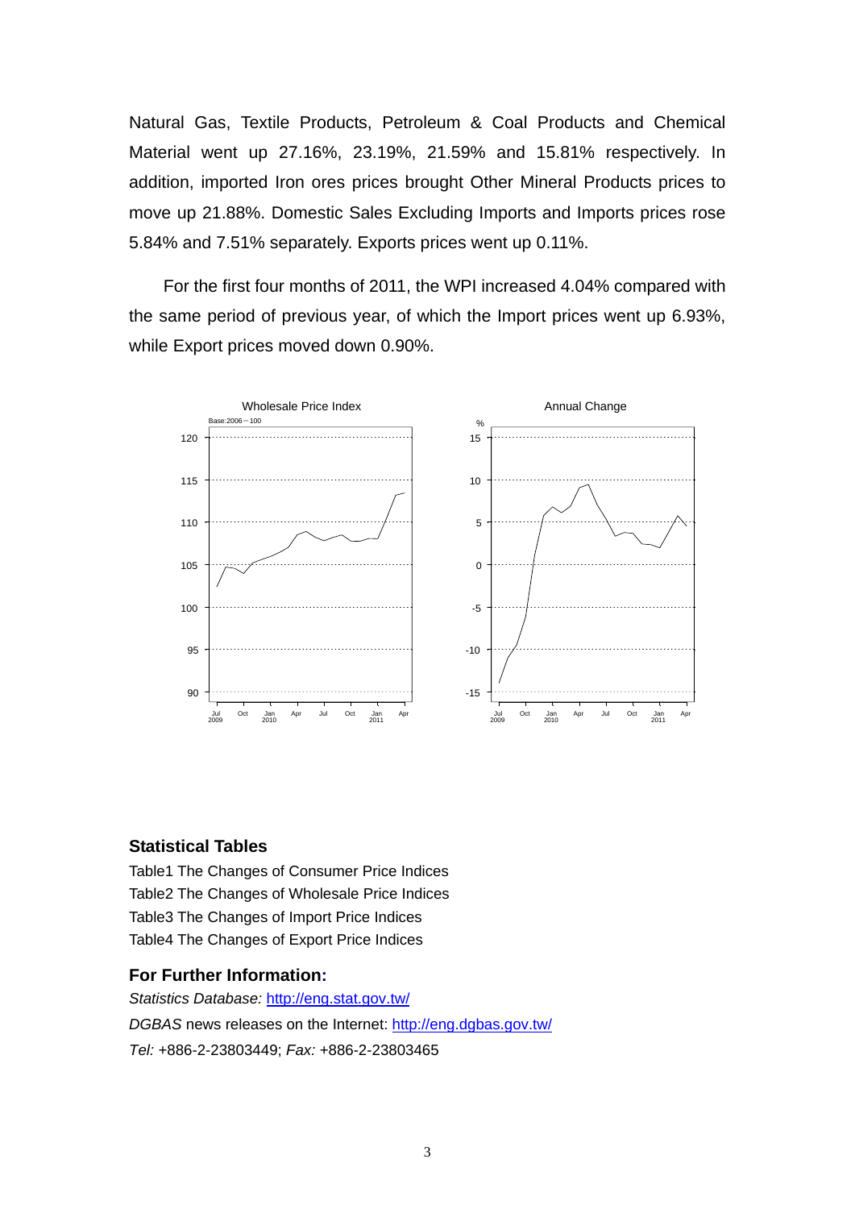Natural Gas, Textile Products, Petroleum & Coal Products and Chemical Material went up 27.16%, 23.19%, 21.59% and 15.81% respectively. In addition, imported Iron ores prices brought Other Mineral Products prices to move up 21.88%. Domestic Sales Excluding Imports and Imports prices rose 5.84% and 7.51% separately. Exports prices went up 0.11%.

For the first four months of 2011, the WPI increased 4.04% compared with the same period of previous year, of which the Import prices went up 6.93%, while Export prices moved down 0.90%.

### Statistical Tables

Table1 The Changes of Consumer Price Indices
Table2 The Changes of Wholesale Price Indices
Table3 The Changes of Import Price Indices
Table4 The Changes of Export Price Indices

### For Further Information:

*Statistics Database:* http://eng.stat.gov.tw/
*DGBAS* news releases on the Internet: http://eng.dgbas.gov.tw/
*Tel:* +886-2-23803449; *Fax:* +886-2-23803465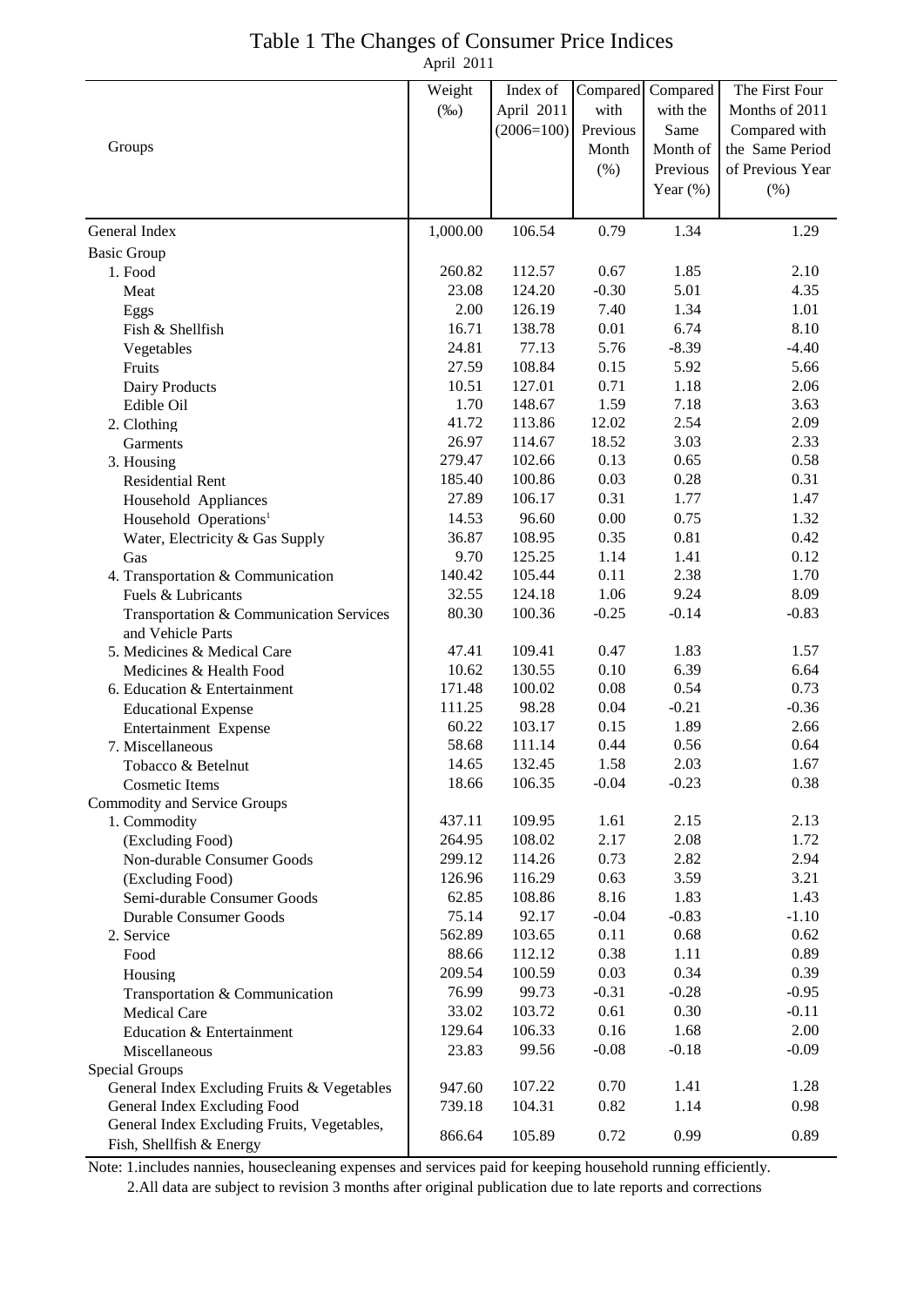# Table 1 The Changes of Consumer Price Indices

April 2011

| Groups | Weight (‰) | Index of April 2011 (2006=100) | Compared with Previous Month (%) | Compared with the Same Month of Previous Year (%) | The First Four Months of 2011 Compared with the Same Period of Previous Year (%) |
|---|---|---|---|---|---|
| General Index | 1,000.00 | 106.54 | 0.79 | 1.34 | 1.29 |
| Basic Group | | | | | |
| 1. Food | 260.82 | 112.57 | 0.67 | 1.85 | 2.10 |
| Meat | 23.08 | 124.20 | -0.30 | 5.01 | 4.35 |
| Eggs | 2.00 | 126.19 | 7.40 | 1.34 | 1.01 |
| Fish & Shellfish | 16.71 | 138.78 | 0.01 | 6.74 | 8.10 |
| Vegetables | 24.81 | 77.13 | 5.76 | -8.39 | -4.40 |
| Fruits | 27.59 | 108.84 | 0.15 | 5.92 | 5.66 |
| Dairy Products | 10.51 | 127.01 | 0.71 | 1.18 | 2.06 |
| Edible Oil | 1.70 | 148.67 | 1.59 | 7.18 | 3.63 |
| 2. Clothing | 41.72 | 113.86 | 12.02 | 2.54 | 2.09 |
| Garments | 26.97 | 114.67 | 18.52 | 3.03 | 2.33 |
| 3. Housing | 279.47 | 102.66 | 0.13 | 0.65 | 0.58 |
| Residential Rent | 185.40 | 100.86 | 0.03 | 0.28 | 0.31 |
| Household Appliances | 27.89 | 106.17 | 0.31 | 1.77 | 1.47 |
| Household Operations[1] | 14.53 | 96.60 | 0.00 | 0.75 | 1.32 |
| Water, Electricity & Gas Supply | 36.87 | 108.95 | 0.35 | 0.81 | 0.42 |
| Gas | 9.70 | 125.25 | 1.14 | 1.41 | 0.12 |
| 4. Transportation & Communication | 140.42 | 105.44 | 0.11 | 2.38 | 1.70 |
| Fuels & Lubricants | 32.55 | 124.18 | 1.06 | 9.24 | 8.09 |
| Transportation & Communication Services and Vehicle Parts | 80.30 | 100.36 | -0.25 | -0.14 | -0.83 |
| 5. Medicines & Medical Care | 47.41 | 109.41 | 0.47 | 1.83 | 1.57 |
| Medicines & Health Food | 10.62 | 130.55 | 0.10 | 6.39 | 6.64 |
| 6. Education & Entertainment | 171.48 | 100.02 | 0.08 | 0.54 | 0.73 |
| Educational Expense | 111.25 | 98.28 | 0.04 | -0.21 | -0.36 |
| Entertainment Expense | 60.22 | 103.17 | 0.15 | 1.89 | 2.66 |
| 7. Miscellaneous | 58.68 | 111.14 | 0.44 | 0.56 | 0.64 |
| Tobacco & Betelnut | 14.65 | 132.45 | 1.58 | 2.03 | 1.67 |
| Cosmetic Items | 18.66 | 106.35 | -0.04 | -0.23 | 0.38 |
| Commodity and Service Groups | | | | | |
| 1. Commodity | 437.11 | 109.95 | 1.61 | 2.15 | 2.13 |
| (Excluding Food) | 264.95 | 108.02 | 2.17 | 2.08 | 1.72 |
| Non-durable Consumer Goods | 299.12 | 114.26 | 0.73 | 2.82 | 2.94 |
| (Excluding Food) | 126.96 | 116.29 | 0.63 | 3.59 | 3.21 |
| Semi-durable Consumer Goods | 62.85 | 108.86 | 8.16 | 1.83 | 1.43 |
| Durable Consumer Goods | 75.14 | 92.17 | -0.04 | -0.83 | -1.10 |
| 2. Service | 562.89 | 103.65 | 0.11 | 0.68 | 0.62 |
| Food | 88.66 | 112.12 | 0.38 | 1.11 | 0.89 |
| Housing | 209.54 | 100.59 | 0.03 | 0.34 | 0.39 |
| Transportation & Communication | 76.99 | 99.73 | -0.31 | -0.28 | -0.95 |
| Medical Care | 33.02 | 103.72 | 0.61 | 0.30 | -0.11 |
| Education & Entertainment | 129.64 | 106.33 | 0.16 | 1.68 | 2.00 |
| Miscellaneous | 23.83 | 99.56 | -0.08 | -0.18 | -0.09 |
| Special Groups | | | | | |
| General Index Excluding Fruits & Vegetables | 947.60 | 107.22 | 0.70 | 1.41 | 1.28 |
| General Index Excluding Food | 739.18 | 104.31 | 0.82 | 1.14 | 0.98 |
| General Index Excluding Fruits, Vegetables, Fish, Shellfish & Energy | 866.64 | 105.89 | 0.72 | 0.99 | 0.89 |

Note: 1.includes nannies, housecleaning expenses and services paid for keeping household running efficiently.

2.All data are subject to revision 3 months after original publication due to late reports and corrections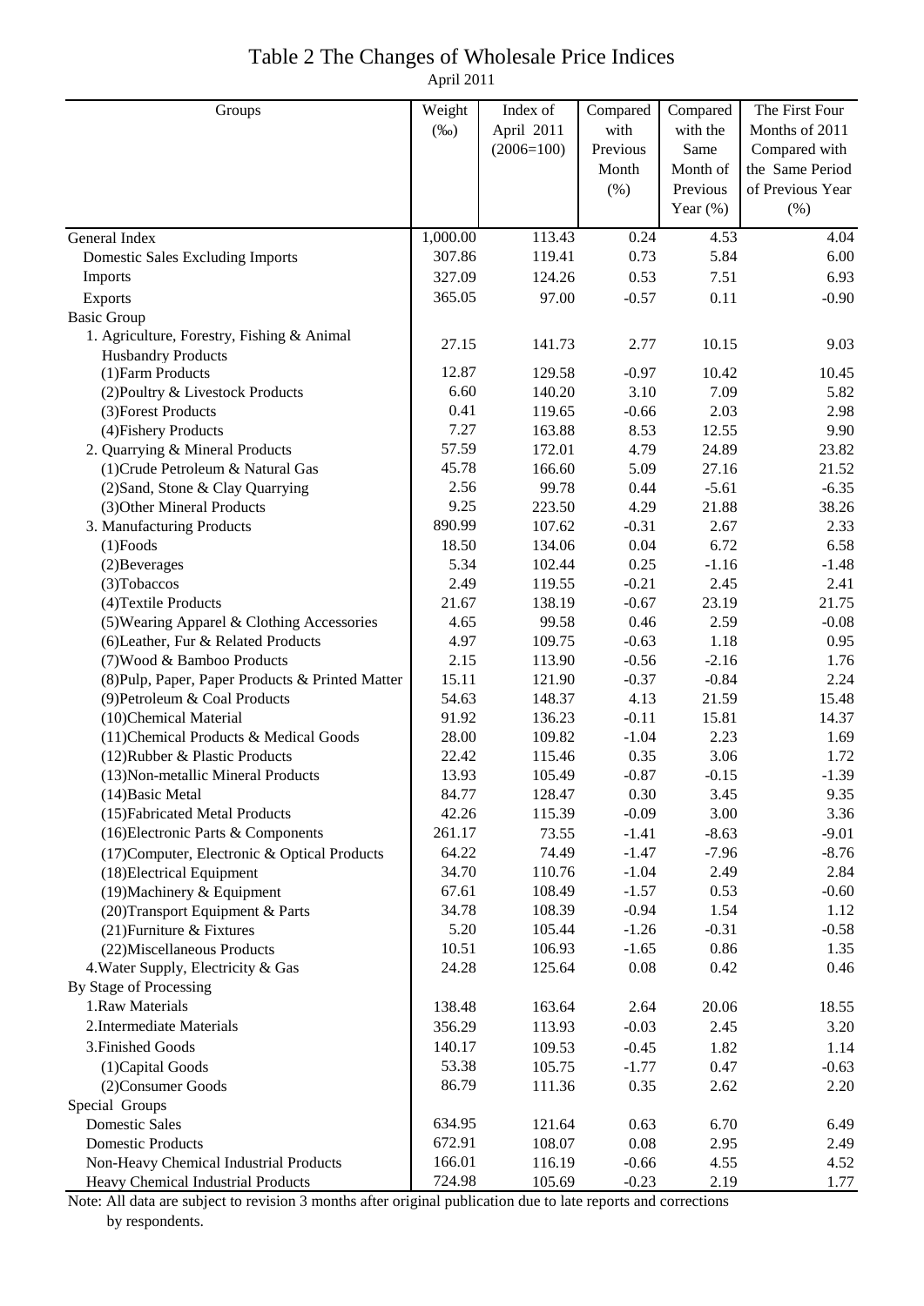# Table 2 The Changes of Wholesale Price Indices

April 2011

| Groups | Weight (‰) | Index of April 2011 (2006=100) | Compared with Previous Month (%) | Compared with the Same Month of Previous Year (%) | The First Four Months of 2011 Compared with the Same Period of Previous Year (%) |
|---|---|---|---|---|---|
| General Index | 1,000.00 | 113.43 | 0.24 | 4.53 | 4.04 |
| Domestic Sales Excluding Imports | 307.86 | 119.41 | 0.73 | 5.84 | 6.00 |
| Imports | 327.09 | 124.26 | 0.53 | 7.51 | 6.93 |
| Exports | 365.05 | 97.00 | -0.57 | 0.11 | -0.90 |
| Basic Group | | | | | |
| 1. Agriculture, Forestry, Fishing & Animal Husbandry Products | 27.15 | 141.73 | 2.77 | 10.15 | 9.03 |
| (1)Farm Products | 12.87 | 129.58 | -0.97 | 10.42 | 10.45 |
| (2)Poultry & Livestock Products | 6.60 | 140.20 | 3.10 | 7.09 | 5.82 |
| (3)Forest Products | 0.41 | 119.65 | -0.66 | 2.03 | 2.98 |
| (4)Fishery Products | 7.27 | 163.88 | 8.53 | 12.55 | 9.90 |
| 2. Quarrying & Mineral Products | 57.59 | 172.01 | 4.79 | 24.89 | 23.82 |
| (1)Crude Petroleum & Natural Gas | 45.78 | 166.60 | 5.09 | 27.16 | 21.52 |
| (2)Sand, Stone & Clay Quarrying | 2.56 | 99.78 | 0.44 | -5.61 | -6.35 |
| (3)Other Mineral Products | 9.25 | 223.50 | 4.29 | 21.88 | 38.26 |
| 3. Manufacturing Products | 890.99 | 107.62 | -0.31 | 2.67 | 2.33 |
| (1)Foods | 18.50 | 134.06 | 0.04 | 6.72 | 6.58 |
| (2)Beverages | 5.34 | 102.44 | 0.25 | -1.16 | -1.48 |
| (3)Tobaccos | 2.49 | 119.55 | -0.21 | 2.45 | 2.41 |
| (4)Textile Products | 21.67 | 138.19 | -0.67 | 23.19 | 21.75 |
| (5)Wearing Apparel & Clothing Accessories | 4.65 | 99.58 | 0.46 | 2.59 | -0.08 |
| (6)Leather, Fur & Related Products | 4.97 | 109.75 | -0.63 | 1.18 | 0.95 |
| (7)Wood & Bamboo Products | 2.15 | 113.90 | -0.56 | -2.16 | 1.76 |
| (8)Pulp, Paper, Paper Products & Printed Matter | 15.11 | 121.90 | -0.37 | -0.84 | 2.24 |
| (9)Petroleum & Coal Products | 54.63 | 148.37 | 4.13 | 21.59 | 15.48 |
| (10)Chemical Material | 91.92 | 136.23 | -0.11 | 15.81 | 14.37 |
| (11)Chemical Products & Medical Goods | 28.00 | 109.82 | -1.04 | 2.23 | 1.69 |
| (12)Rubber & Plastic Products | 22.42 | 115.46 | 0.35 | 3.06 | 1.72 |
| (13)Non-metallic Mineral Products | 13.93 | 105.49 | -0.87 | -0.15 | -1.39 |
| (14)Basic Metal | 84.77 | 128.47 | 0.30 | 3.45 | 9.35 |
| (15)Fabricated Metal Products | 42.26 | 115.39 | -0.09 | 3.00 | 3.36 |
| (16)Electronic Parts & Components | 261.17 | 73.55 | -1.41 | -8.63 | -9.01 |
| (17)Computer, Electronic & Optical Products | 64.22 | 74.49 | -1.47 | -7.96 | -8.76 |
| (18)Electrical Equipment | 34.70 | 110.76 | -1.04 | 2.49 | 2.84 |
| (19)Machinery & Equipment | 67.61 | 108.49 | -1.57 | 0.53 | -0.60 |
| (20)Transport Equipment & Parts | 34.78 | 108.39 | -0.94 | 1.54 | 1.12 |
| (21)Furniture & Fixtures | 5.20 | 105.44 | -1.26 | -0.31 | -0.58 |
| (22)Miscellaneous Products | 10.51 | 106.93 | -1.65 | 0.86 | 1.35 |
| 4.Water Supply, Electricity & Gas | 24.28 | 125.64 | 0.08 | 0.42 | 0.46 |
| By Stage of Processing | | | | | |
| 1.Raw Materials | 138.48 | 163.64 | 2.64 | 20.06 | 18.55 |
| 2.Intermediate Materials | 356.29 | 113.93 | -0.03 | 2.45 | 3.20 |
| 3.Finished Goods | 140.17 | 109.53 | -0.45 | 1.82 | 1.14 |
| (1)Capital Goods | 53.38 | 105.75 | -1.77 | 0.47 | -0.63 |
| (2)Consumer Goods | 86.79 | 111.36 | 0.35 | 2.62 | 2.20 |
| Special Groups | | | | | |
| Domestic Sales | 634.95 | 121.64 | 0.63 | 6.70 | 6.49 |
| Domestic Products | 672.91 | 108.07 | 0.08 | 2.95 | 2.49 |
| Non-Heavy Chemical Industrial Products | 166.01 | 116.19 | -0.66 | 4.55 | 4.52 |
| Heavy Chemical Industrial Products | 724.98 | 105.69 | -0.23 | 2.19 | 1.77 |

Note: All data are subject to revision 3 months after original publication due to late reports and corrections by respondents.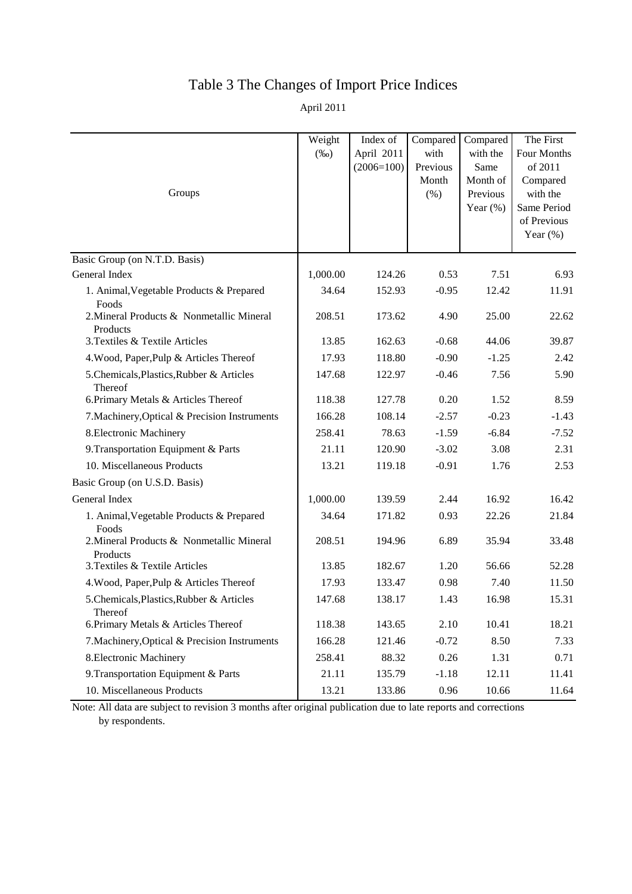# Table 3 The Changes of Import Price Indices

April 2011

| Groups | Weight (‰) | Index of April 2011 (2006=100) | Compared with Previous Month (%) | Compared with the Same Month of Previous Year (%) | The First Four Months of 2011 Compared with the Same Period of Previous Year (%) |
|---|---|---|---|---|---|
| Basic Group (on N.T.D. Basis) | | | | | |
| General Index | 1,000.00 | 124.26 | 0.53 | 7.51 | 6.93 |
| 1. Animal,Vegetable Products & Prepared Foods | 34.64 | 152.93 | -0.95 | 12.42 | 11.91 |
| 2.Mineral Products & Nonmetallic Mineral Products | 208.51 | 173.62 | 4.90 | 25.00 | 22.62 |
| 3.Textiles & Textile Articles | 13.85 | 162.63 | -0.68 | 44.06 | 39.87 |
| 4.Wood, Paper,Pulp & Articles Thereof | 17.93 | 118.80 | -0.90 | -1.25 | 2.42 |
| 5.Chemicals,Plastics,Rubber & Articles Thereof | 147.68 | 122.97 | -0.46 | 7.56 | 5.90 |
| 6.Primary Metals & Articles Thereof | 118.38 | 127.78 | 0.20 | 1.52 | 8.59 |
| 7.Machinery,Optical & Precision Instruments | 166.28 | 108.14 | -2.57 | -0.23 | -1.43 |
| 8.Electronic Machinery | 258.41 | 78.63 | -1.59 | -6.84 | -7.52 |
| 9.Transportation Equipment & Parts | 21.11 | 120.90 | -3.02 | 3.08 | 2.31 |
| 10. Miscellaneous Products | 13.21 | 119.18 | -0.91 | 1.76 | 2.53 |
| Basic Group (on U.S.D. Basis) | | | | | |
| General Index | 1,000.00 | 139.59 | 2.44 | 16.92 | 16.42 |
| 1. Animal,Vegetable Products & Prepared Foods | 34.64 | 171.82 | 0.93 | 22.26 | 21.84 |
| 2.Mineral Products & Nonmetallic Mineral Products | 208.51 | 194.96 | 6.89 | 35.94 | 33.48 |
| 3.Textiles & Textile Articles | 13.85 | 182.67 | 1.20 | 56.66 | 52.28 |
| 4.Wood, Paper,Pulp & Articles Thereof | 17.93 | 133.47 | 0.98 | 7.40 | 11.50 |
| 5.Chemicals,Plastics,Rubber & Articles Thereof | 147.68 | 138.17 | 1.43 | 16.98 | 15.31 |
| 6.Primary Metals & Articles Thereof | 118.38 | 143.65 | 2.10 | 10.41 | 18.21 |
| 7.Machinery,Optical & Precision Instruments | 166.28 | 121.46 | -0.72 | 8.50 | 7.33 |
| 8.Electronic Machinery | 258.41 | 88.32 | 0.26 | 1.31 | 0.71 |
| 9.Transportation Equipment & Parts | 21.11 | 135.79 | -1.18 | 12.11 | 11.41 |
| 10. Miscellaneous Products | 13.21 | 133.86 | 0.96 | 10.66 | 11.64 |

Note: All data are subject to revision 3 months after original publication due to late reports and corrections by respondents.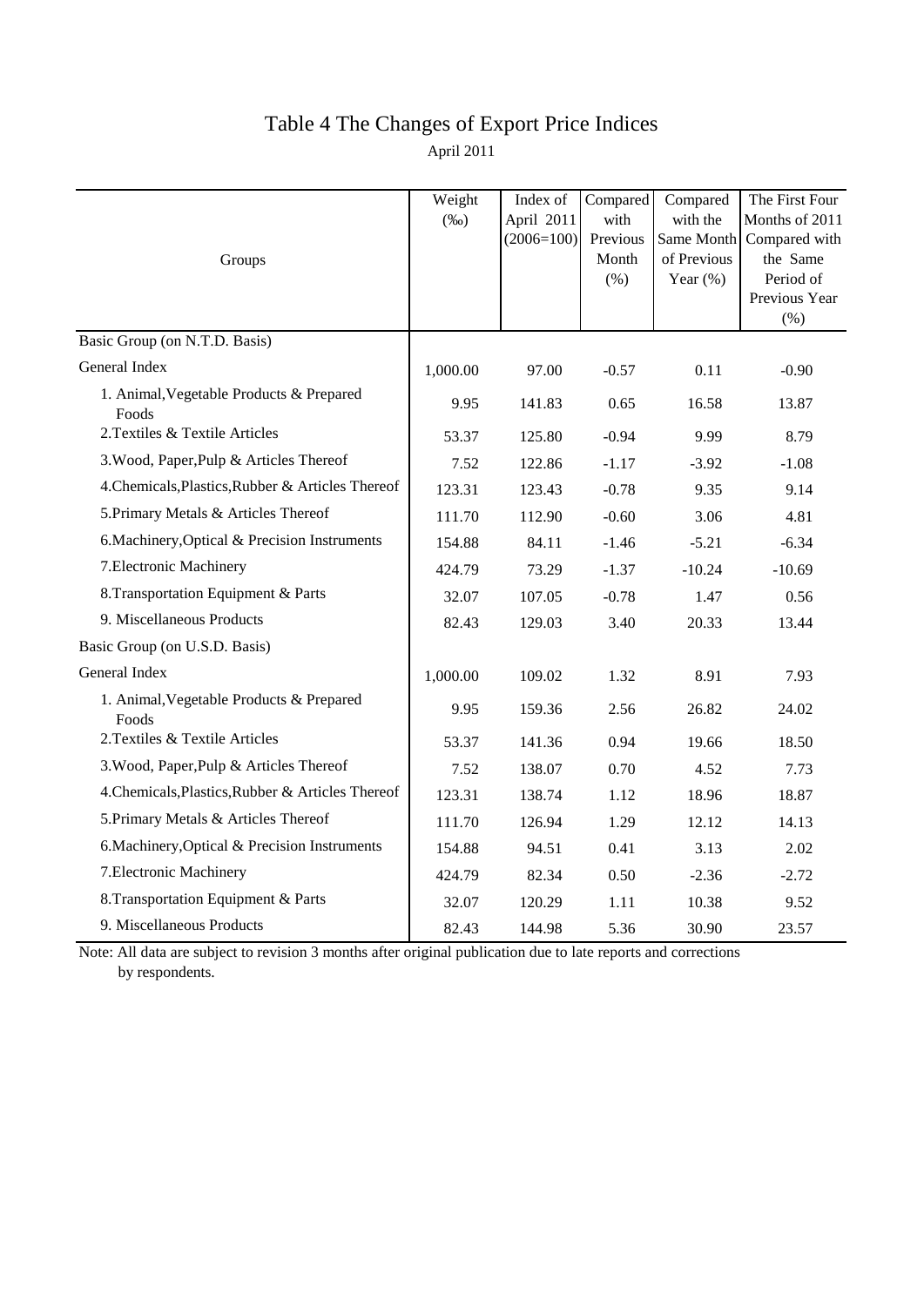# Table 4 The Changes of Export Price Indices

April 2011

| Groups | Weight (‰) | Index of April 2011 (2006=100) | Compared with Previous Month (%) | Compared with the Same Month of Previous Year (%) | The First Four Months of 2011 Compared with the Same Period of Previous Year (%) |
|---|---|---|---|---|---|
| Basic Group (on N.T.D. Basis) | | | | | |
| General Index | 1,000.00 | 97.00 | -0.57 | 0.11 | -0.90 |
| 1. Animal,Vegetable Products & Prepared Foods | 9.95 | 141.83 | 0.65 | 16.58 | 13.87 |
| 2.Textiles & Textile Articles | 53.37 | 125.80 | -0.94 | 9.99 | 8.79 |
| 3.Wood, Paper,Pulp & Articles Thereof | 7.52 | 122.86 | -1.17 | -3.92 | -1.08 |
| 4.Chemicals,Plastics,Rubber & Articles Thereof | 123.31 | 123.43 | -0.78 | 9.35 | 9.14 |
| 5.Primary Metals & Articles Thereof | 111.70 | 112.90 | -0.60 | 3.06 | 4.81 |
| 6.Machinery,Optical & Precision Instruments | 154.88 | 84.11 | -1.46 | -5.21 | -6.34 |
| 7.Electronic Machinery | 424.79 | 73.29 | -1.37 | -10.24 | -10.69 |
| 8.Transportation Equipment & Parts | 32.07 | 107.05 | -0.78 | 1.47 | 0.56 |
| 9. Miscellaneous Products | 82.43 | 129.03 | 3.40 | 20.33 | 13.44 |
| Basic Group (on U.S.D. Basis) | | | | | |
| General Index | 1,000.00 | 109.02 | 1.32 | 8.91 | 7.93 |
| 1. Animal,Vegetable Products & Prepared Foods | 9.95 | 159.36 | 2.56 | 26.82 | 24.02 |
| 2.Textiles & Textile Articles | 53.37 | 141.36 | 0.94 | 19.66 | 18.50 |
| 3.Wood, Paper,Pulp & Articles Thereof | 7.52 | 138.07 | 0.70 | 4.52 | 7.73 |
| 4.Chemicals,Plastics,Rubber & Articles Thereof | 123.31 | 138.74 | 1.12 | 18.96 | 18.87 |
| 5.Primary Metals & Articles Thereof | 111.70 | 126.94 | 1.29 | 12.12 | 14.13 |
| 6.Machinery,Optical & Precision Instruments | 154.88 | 94.51 | 0.41 | 3.13 | 2.02 |
| 7.Electronic Machinery | 424.79 | 82.34 | 0.50 | -2.36 | -2.72 |
| 8.Transportation Equipment & Parts | 32.07 | 120.29 | 1.11 | 10.38 | 9.52 |
| 9. Miscellaneous Products | 82.43 | 144.98 | 5.36 | 30.90 | 23.57 |

Note: All data are subject to revision 3 months after original publication due to late reports and corrections by respondents.